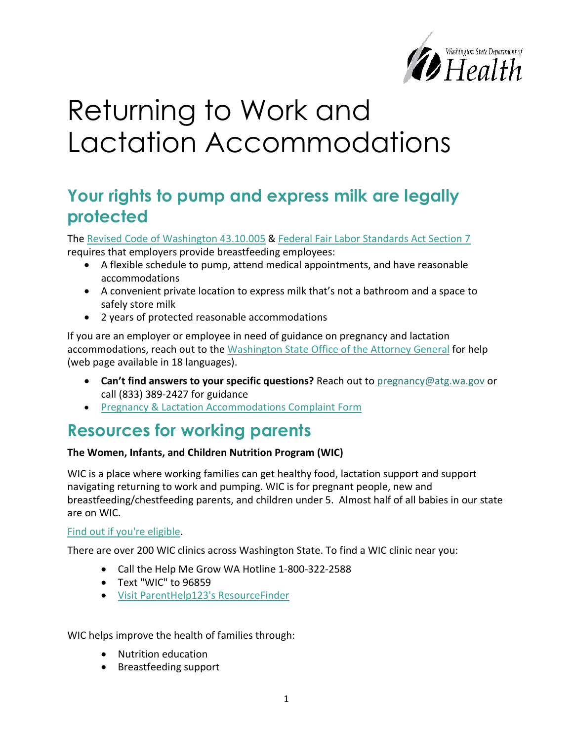# Returning to Work and Lactation Accommodations

## Your rights to pump and express milk are legally protected

The Revised Code of Washington 43.10.005 & Federal Fair Labor Standards Act Section 7 requires that employers provide breastfeeding employees:

- A flexible schedule to pump, attend medical appointments, and have reasonable accommodations
- A convenient private location to express milk that's not a bathroom and a space to safely store milk
- 2 years of protected reasonable accommodations

If you are an employer or employee in need of guidance on pregnancy and lactation accommodations, reach out to the Washington State Office of the Attorney General for help (web page available in 18 languages).

- **Can't find answers to your specific questions?** Reach out to pregnancy@atg.wa.gov or call (833) 389-2427 for guidance
- Pregnancy & Lactation Accommodations Complaint Form

## Resources for working parents

**The Women, Infants, and Children Nutrition Program (WIC)**

WIC is a place where working families can get healthy food, lactation support and support navigating returning to work and pumping. WIC is for pregnant people, new and breastfeeding/chestfeeding parents, and children under 5. Almost half of all babies in our state are on WIC.

Find out if you're eligible.

There are over 200 WIC clinics across Washington State. To find a WIC clinic near you:

- Call the Help Me Grow WA Hotline 1-800-322-2588
- Text "WIC" to 96859
- Visit ParentHelp123's ResourceFinder

WIC helps improve the health of families through:

- Nutrition education
- Breastfeeding support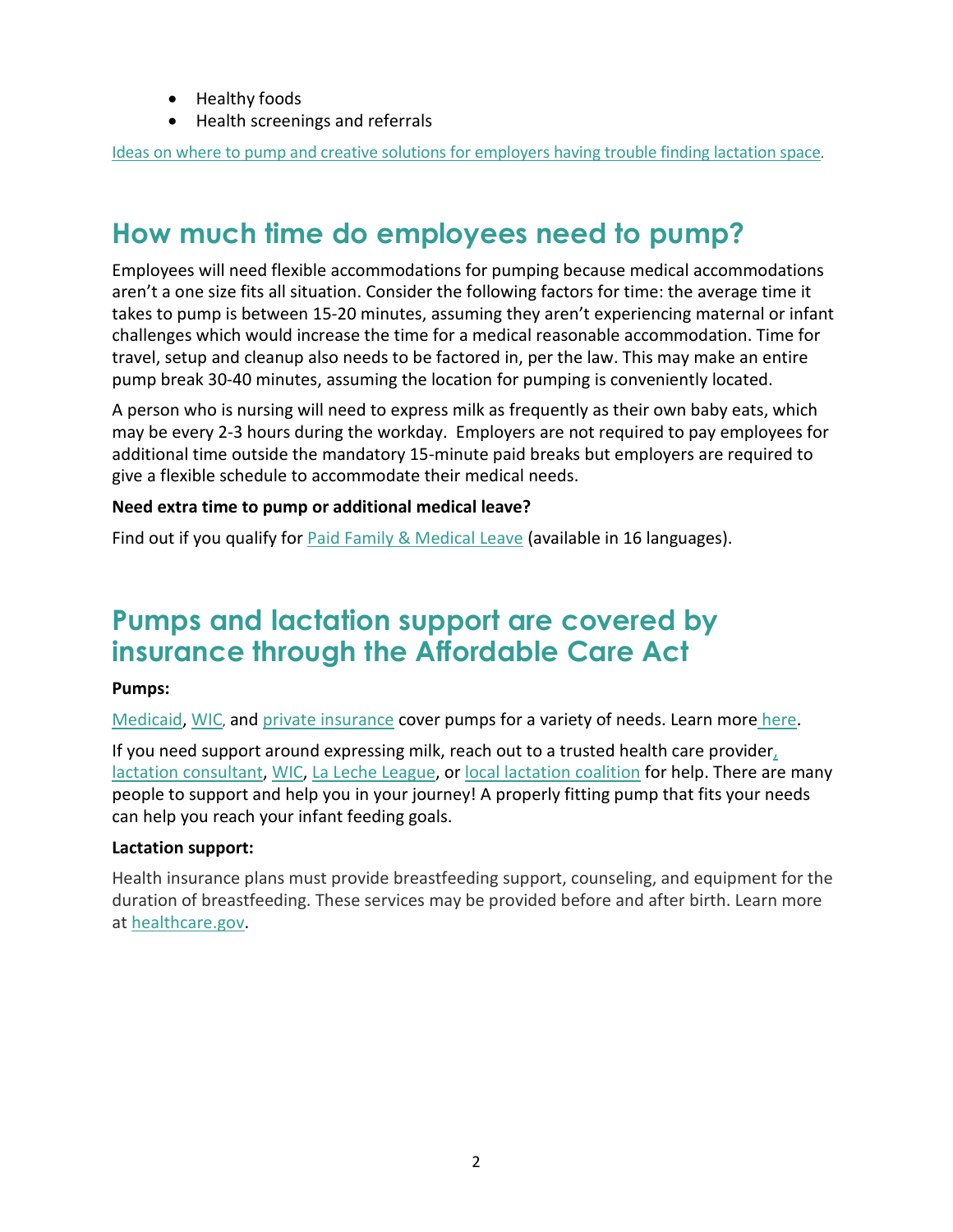- Healthy foods
- Health screenings and referrals

Ideas on where to pump and creative solutions for employers having trouble finding lactation space.

## How much time do employees need to pump?

Employees will need flexible accommodations for pumping because medical accommodations aren't a one size fits all situation. Consider the following factors for time: the average time it takes to pump is between 15-20 minutes, assuming they aren't experiencing maternal or infant challenges which would increase the time for a medical reasonable accommodation. Time for travel, setup and cleanup also needs to be factored in, per the law. This may make an entire pump break 30-40 minutes, assuming the location for pumping is conveniently located.

A person who is nursing will need to express milk as frequently as their own baby eats, which may be every 2-3 hours during the workday. Employers are not required to pay employees for additional time outside the mandatory 15-minute paid breaks but employers are required to give a flexible schedule to accommodate their medical needs.

**Need extra time to pump or additional medical leave?**

Find out if you qualify for Paid Family & Medical Leave (available in 16 languages).

## Pumps and lactation support are covered by insurance through the Affordable Care Act

**Pumps:**

Medicaid, WIC, and private insurance cover pumps for a variety of needs. Learn more here.

If you need support around expressing milk, reach out to a trusted health care provider, lactation consultant, WIC, La Leche League, or local lactation coalition for help. There are many people to support and help you in your journey! A properly fitting pump that fits your needs can help you reach your infant feeding goals.

**Lactation support:**

Health insurance plans must provide breastfeeding support, counseling, and equipment for the duration of breastfeeding. These services may be provided before and after birth. Learn more at healthcare.gov.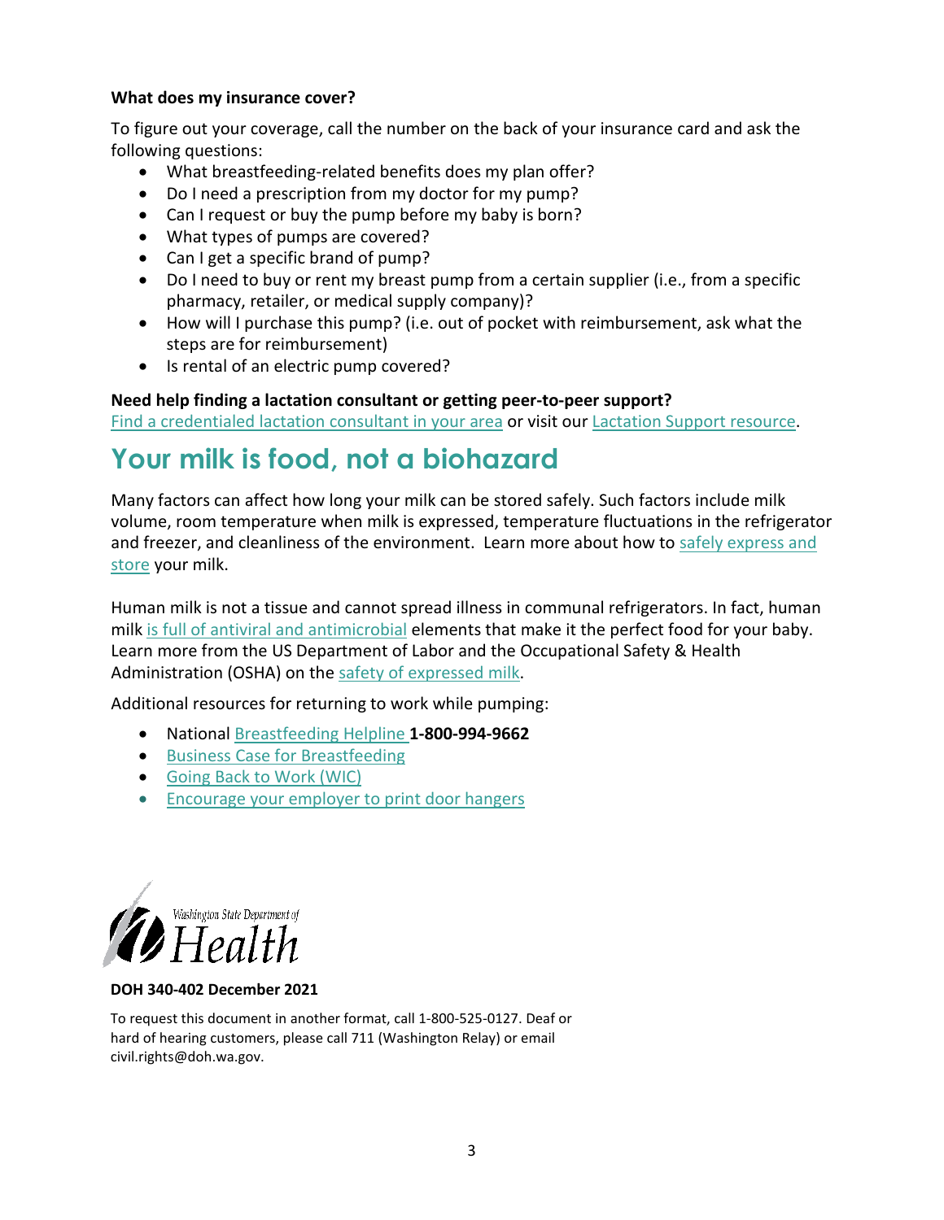**What does my insurance cover?**

To figure out your coverage, call the number on the back of your insurance card and ask the following questions:

- What breastfeeding-related benefits does my plan offer?
- Do I need a prescription from my doctor for my pump?
- Can I request or buy the pump before my baby is born?
- What types of pumps are covered?
- Can I get a specific brand of pump?
- Do I need to buy or rent my breast pump from a certain supplier (i.e., from a specific pharmacy, retailer, or medical supply company)?
- How will I purchase this pump? (i.e. out of pocket with reimbursement, ask what the steps are for reimbursement)
- Is rental of an electric pump covered?

**Need help finding a lactation consultant or getting peer-to-peer support?**
Find a credentialed lactation consultant in your area or visit our Lactation Support resource.

# Your milk is food, not a biohazard

Many factors can affect how long your milk can be stored safely. Such factors include milk volume, room temperature when milk is expressed, temperature fluctuations in the refrigerator and freezer, and cleanliness of the environment. Learn more about how to safely express and store your milk.

Human milk is not a tissue and cannot spread illness in communal refrigerators. In fact, human milk is full of antiviral and antimicrobial elements that make it the perfect food for your baby. Learn more from the US Department of Labor and the Occupational Safety & Health Administration (OSHA) on the safety of expressed milk.

Additional resources for returning to work while pumping:

- National Breastfeeding Helpline **1-800-994-9662**
- Business Case for Breastfeeding
- Going Back to Work (WIC)
- Encourage your employer to print door hangers

Washington State Department of Health

**DOH 340-402 December 2021**

To request this document in another format, call 1-800-525-0127. Deaf or hard of hearing customers, please call 711 (Washington Relay) or email civil.rights@doh.wa.gov.